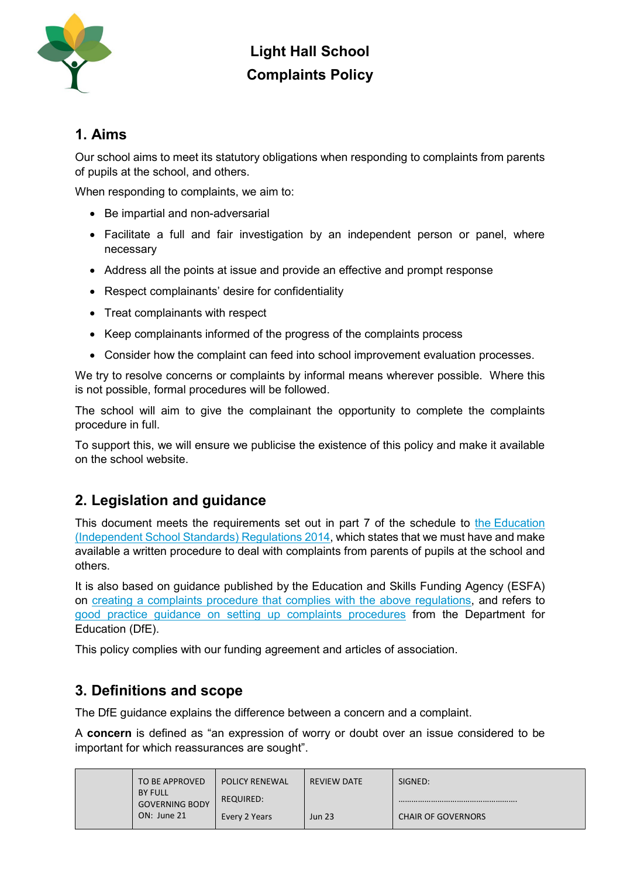# Light Hall School
# Complaints Policy

## 1. Aims

Our school aims to meet its statutory obligations when responding to complaints from parents of pupils at the school, and others.

When responding to complaints, we aim to:

- Be impartial and non-adversarial
- Facilitate a full and fair investigation by an independent person or panel, where necessary
- Address all the points at issue and provide an effective and prompt response
- Respect complainants' desire for confidentiality
- Treat complainants with respect
- Keep complainants informed of the progress of the complaints process
- Consider how the complaint can feed into school improvement evaluation processes.

We try to resolve concerns or complaints by informal means wherever possible. Where this is not possible, formal procedures will be followed.

The school will aim to give the complainant the opportunity to complete the complaints procedure in full.

To support this, we will ensure we publicise the existence of this policy and make it available on the school website.

## 2. Legislation and guidance

This document meets the requirements set out in part 7 of the schedule to the Education (Independent School Standards) Regulations 2014, which states that we must have and make available a written procedure to deal with complaints from parents of pupils at the school and others.

It is also based on guidance published by the Education and Skills Funding Agency (ESFA) on creating a complaints procedure that complies with the above regulations, and refers to good practice guidance on setting up complaints procedures from the Department for Education (DfE).

This policy complies with our funding agreement and articles of association.

## 3. Definitions and scope

The DfE guidance explains the difference between a concern and a complaint.

A **concern** is defined as "an expression of worry or doubt over an issue considered to be important for which reassurances are sought".

| | TO BE APPROVED BY FULL GOVERNING BODY ON: June 21 | POLICY RENEWAL REQUIRED: Every 2 Years | REVIEW DATE Jun 23 | SIGNED: ……………………………………………… CHAIR OF GOVERNORS |
|---|---|---|---|---|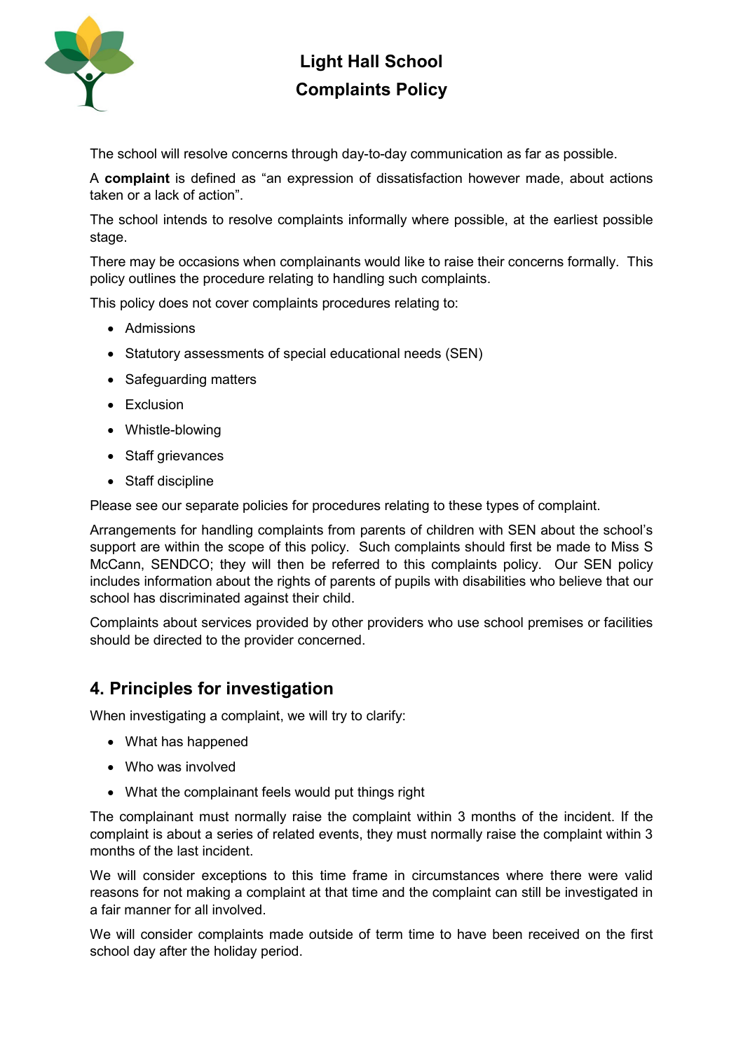The school will resolve concerns through day-to-day communication as far as possible.

A **complaint** is defined as "an expression of dissatisfaction however made, about actions taken or a lack of action".

The school intends to resolve complaints informally where possible, at the earliest possible stage.

There may be occasions when complainants would like to raise their concerns formally. This policy outlines the procedure relating to handling such complaints.

This policy does not cover complaints procedures relating to:

- Admissions
- Statutory assessments of special educational needs (SEN)
- Safeguarding matters
- Exclusion
- Whistle-blowing
- Staff grievances
- Staff discipline

Please see our separate policies for procedures relating to these types of complaint.

Arrangements for handling complaints from parents of children with SEN about the school's support are within the scope of this policy. Such complaints should first be made to Miss S McCann, SENDCO; they will then be referred to this complaints policy. Our SEN policy includes information about the rights of parents of pupils with disabilities who believe that our school has discriminated against their child.

Complaints about services provided by other providers who use school premises or facilities should be directed to the provider concerned.

## 4. Principles for investigation

When investigating a complaint, we will try to clarify:

- What has happened
- Who was involved
- What the complainant feels would put things right

The complainant must normally raise the complaint within 3 months of the incident. If the complaint is about a series of related events, they must normally raise the complaint within 3 months of the last incident.

We will consider exceptions to this time frame in circumstances where there were valid reasons for not making a complaint at that time and the complaint can still be investigated in a fair manner for all involved.

We will consider complaints made outside of term time to have been received on the first school day after the holiday period.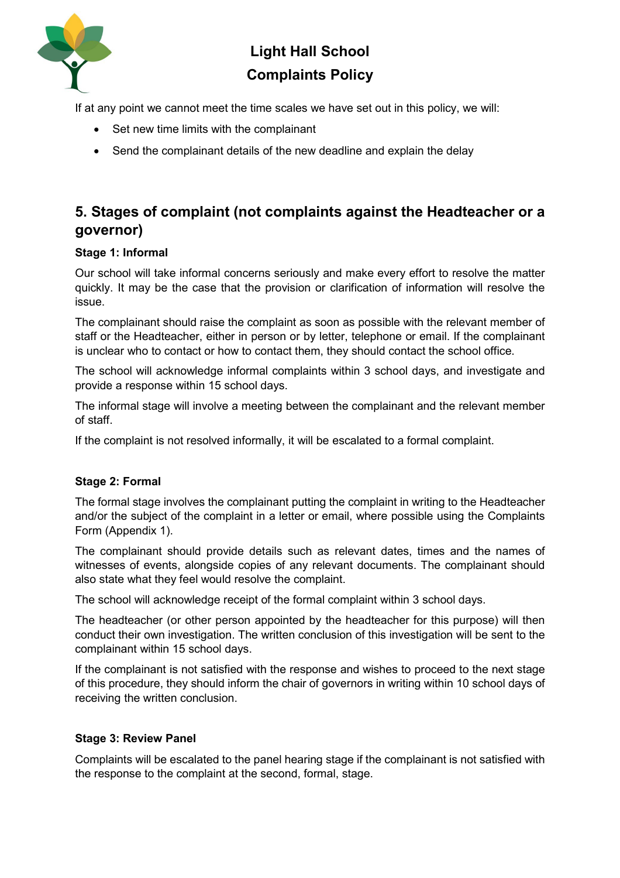If at any point we cannot meet the time scales we have set out in this policy, we will:

- Set new time limits with the complainant
- Send the complainant details of the new deadline and explain the delay

## 5. Stages of complaint (not complaints against the Headteacher or a governor)

### Stage 1: Informal

Our school will take informal concerns seriously and make every effort to resolve the matter quickly. It may be the case that the provision or clarification of information will resolve the issue.

The complainant should raise the complaint as soon as possible with the relevant member of staff or the Headteacher, either in person or by letter, telephone or email. If the complainant is unclear who to contact or how to contact them, they should contact the school office.

The school will acknowledge informal complaints within 3 school days, and investigate and provide a response within 15 school days.

The informal stage will involve a meeting between the complainant and the relevant member of staff.

If the complaint is not resolved informally, it will be escalated to a formal complaint.

### Stage 2: Formal

The formal stage involves the complainant putting the complaint in writing to the Headteacher and/or the subject of the complaint in a letter or email, where possible using the Complaints Form (Appendix 1).

The complainant should provide details such as relevant dates, times and the names of witnesses of events, alongside copies of any relevant documents. The complainant should also state what they feel would resolve the complaint.

The school will acknowledge receipt of the formal complaint within 3 school days.

The headteacher (or other person appointed by the headteacher for this purpose) will then conduct their own investigation. The written conclusion of this investigation will be sent to the complainant within 15 school days.

If the complainant is not satisfied with the response and wishes to proceed to the next stage of this procedure, they should inform the chair of governors in writing within 10 school days of receiving the written conclusion.

### Stage 3: Review Panel

Complaints will be escalated to the panel hearing stage if the complainant is not satisfied with the response to the complaint at the second, formal, stage.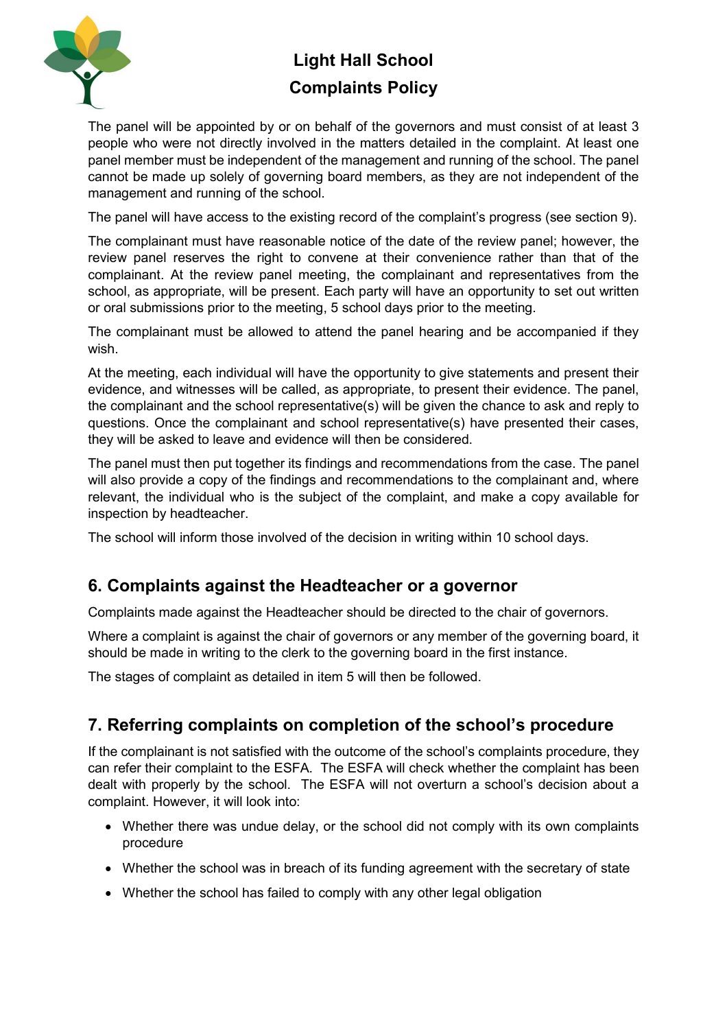The panel will be appointed by or on behalf of the governors and must consist of at least 3 people who were not directly involved in the matters detailed in the complaint. At least one panel member must be independent of the management and running of the school. The panel cannot be made up solely of governing board members, as they are not independent of the management and running of the school.

The panel will have access to the existing record of the complaint's progress (see section 9).

The complainant must have reasonable notice of the date of the review panel; however, the review panel reserves the right to convene at their convenience rather than that of the complainant. At the review panel meeting, the complainant and representatives from the school, as appropriate, will be present. Each party will have an opportunity to set out written or oral submissions prior to the meeting, 5 school days prior to the meeting.

The complainant must be allowed to attend the panel hearing and be accompanied if they wish.

At the meeting, each individual will have the opportunity to give statements and present their evidence, and witnesses will be called, as appropriate, to present their evidence. The panel, the complainant and the school representative(s) will be given the chance to ask and reply to questions. Once the complainant and school representative(s) have presented their cases, they will be asked to leave and evidence will then be considered.

The panel must then put together its findings and recommendations from the case. The panel will also provide a copy of the findings and recommendations to the complainant and, where relevant, the individual who is the subject of the complaint, and make a copy available for inspection by headteacher.

The school will inform those involved of the decision in writing within 10 school days.

## 6. Complaints against the Headteacher or a governor

Complaints made against the Headteacher should be directed to the chair of governors.

Where a complaint is against the chair of governors or any member of the governing board, it should be made in writing to the clerk to the governing board in the first instance.

The stages of complaint as detailed in item 5 will then be followed.

## 7. Referring complaints on completion of the school's procedure

If the complainant is not satisfied with the outcome of the school's complaints procedure, they can refer their complaint to the ESFA. The ESFA will check whether the complaint has been dealt with properly by the school. The ESFA will not overturn a school's decision about a complaint. However, it will look into:

- Whether there was undue delay, or the school did not comply with its own complaints procedure
- Whether the school was in breach of its funding agreement with the secretary of state
- Whether the school has failed to comply with any other legal obligation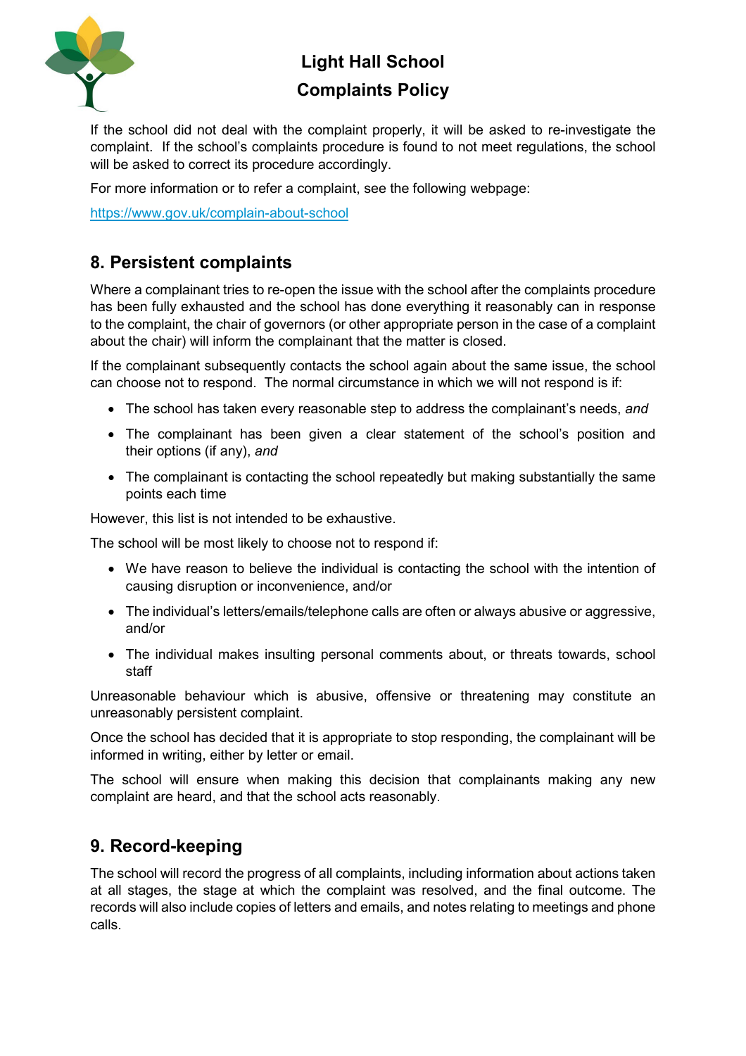If the school did not deal with the complaint properly, it will be asked to re-investigate the complaint. If the school's complaints procedure is found to not meet regulations, the school will be asked to correct its procedure accordingly.

For more information or to refer a complaint, see the following webpage:

[https://www.gov.uk/complain-about-school](https://www.gov.uk/complain-about-school)

## 8. Persistent complaints

Where a complainant tries to re-open the issue with the school after the complaints procedure has been fully exhausted and the school has done everything it reasonably can in response to the complaint, the chair of governors (or other appropriate person in the case of a complaint about the chair) will inform the complainant that the matter is closed.

If the complainant subsequently contacts the school again about the same issue, the school can choose not to respond. The normal circumstance in which we will not respond is if:

- The school has taken every reasonable step to address the complainant's needs, *and*
- The complainant has been given a clear statement of the school's position and their options (if any), *and*
- The complainant is contacting the school repeatedly but making substantially the same points each time

However, this list is not intended to be exhaustive.

The school will be most likely to choose not to respond if:

- We have reason to believe the individual is contacting the school with the intention of causing disruption or inconvenience, and/or
- The individual's letters/emails/telephone calls are often or always abusive or aggressive, and/or
- The individual makes insulting personal comments about, or threats towards, school staff

Unreasonable behaviour which is abusive, offensive or threatening may constitute an unreasonably persistent complaint.

Once the school has decided that it is appropriate to stop responding, the complainant will be informed in writing, either by letter or email.

The school will ensure when making this decision that complainants making any new complaint are heard, and that the school acts reasonably.

## 9. Record-keeping

The school will record the progress of all complaints, including information about actions taken at all stages, the stage at which the complaint was resolved, and the final outcome. The records will also include copies of letters and emails, and notes relating to meetings and phone calls.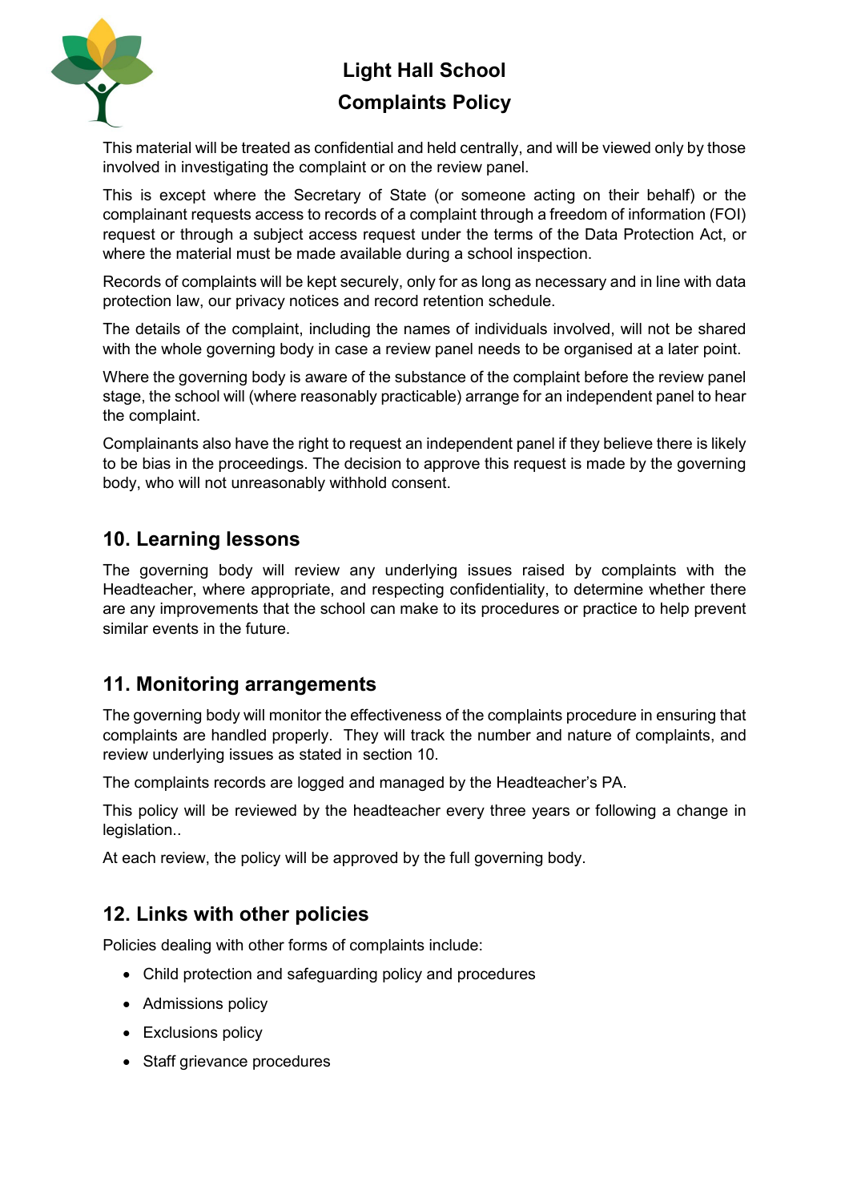This material will be treated as confidential and held centrally, and will be viewed only by those involved in investigating the complaint or on the review panel.

This is except where the Secretary of State (or someone acting on their behalf) or the complainant requests access to records of a complaint through a freedom of information (FOI) request or through a subject access request under the terms of the Data Protection Act, or where the material must be made available during a school inspection.

Records of complaints will be kept securely, only for as long as necessary and in line with data protection law, our privacy notices and record retention schedule.

The details of the complaint, including the names of individuals involved, will not be shared with the whole governing body in case a review panel needs to be organised at a later point.

Where the governing body is aware of the substance of the complaint before the review panel stage, the school will (where reasonably practicable) arrange for an independent panel to hear the complaint.

Complainants also have the right to request an independent panel if they believe there is likely to be bias in the proceedings. The decision to approve this request is made by the governing body, who will not unreasonably withhold consent.

## 10. Learning lessons

The governing body will review any underlying issues raised by complaints with the Headteacher, where appropriate, and respecting confidentiality, to determine whether there are any improvements that the school can make to its procedures or practice to help prevent similar events in the future.

## 11. Monitoring arrangements

The governing body will monitor the effectiveness of the complaints procedure in ensuring that complaints are handled properly. They will track the number and nature of complaints, and review underlying issues as stated in section 10.

The complaints records are logged and managed by the Headteacher's PA.

This policy will be reviewed by the headteacher every three years or following a change in legislation..

At each review, the policy will be approved by the full governing body.

## 12. Links with other policies

Policies dealing with other forms of complaints include:

- Child protection and safeguarding policy and procedures
- Admissions policy
- Exclusions policy
- Staff grievance procedures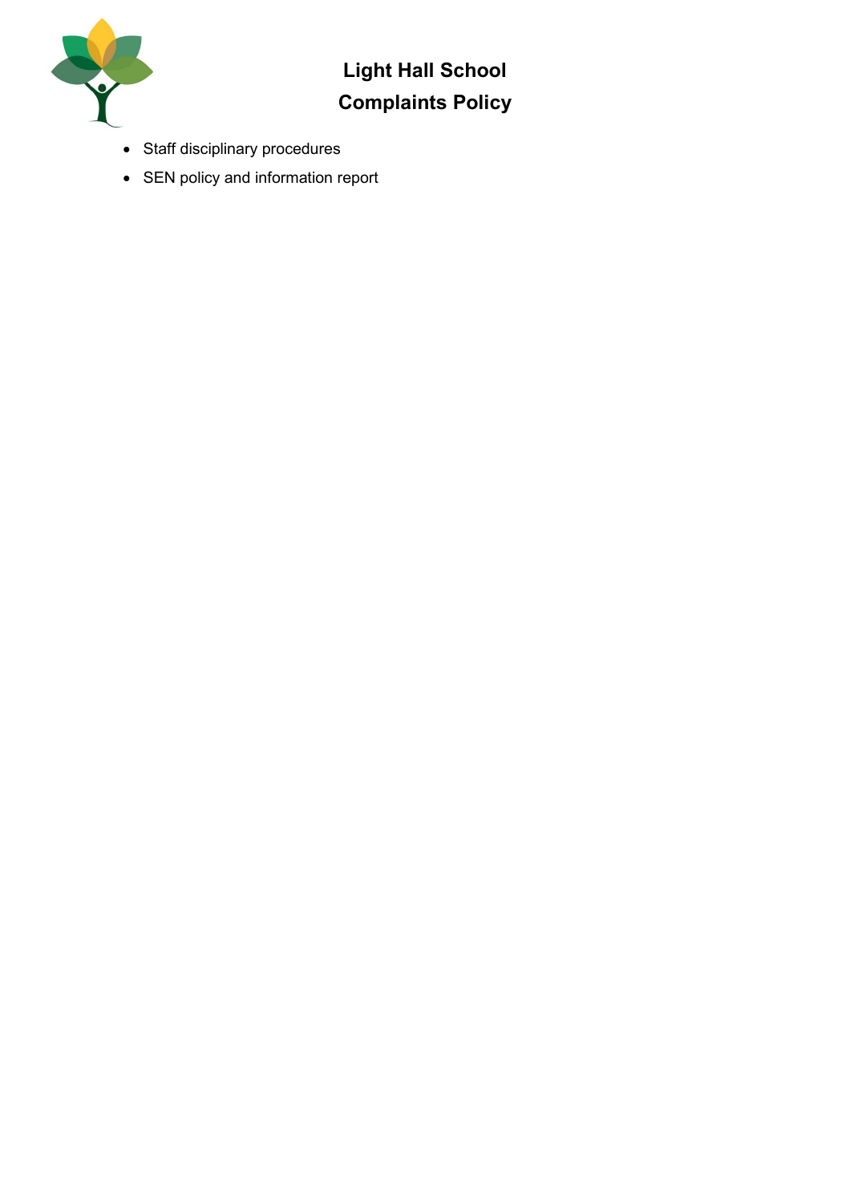- Staff disciplinary procedures
- SEN policy and information report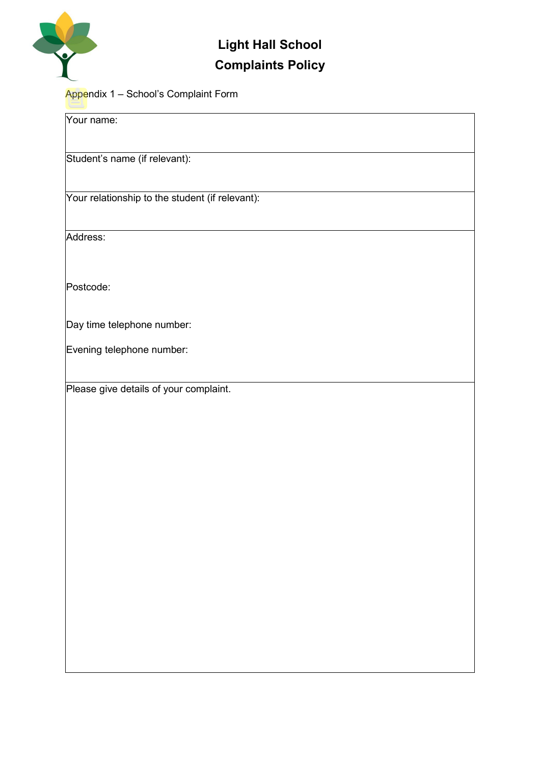# Light Hall School
## Complaints Policy

Appendix 1 – School's Complaint Form

| Your name: |
| --- |
| Student's name (if relevant): |
| Your relationship to the student (if relevant): |
| Address:<br><br>Postcode:<br><br>Day time telephone number:<br><br>Evening telephone number: |
| Please give details of your complaint. |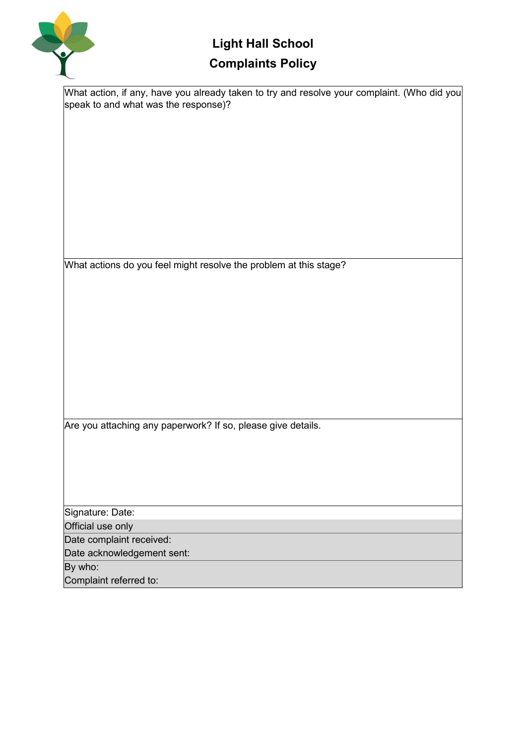| |
|---|
| What action, if any, have you already taken to try and resolve your complaint. (Who did you speak to and what was the response)? |
| What actions do you feel might resolve the problem at this stage? |
| Are you attaching any paperwork? If so, please give details. |
| Signature: Date: |
| Official use only |
| Date complaint received:<br>Date acknowledgement sent: |
| By who:<br>Complaint referred to: |